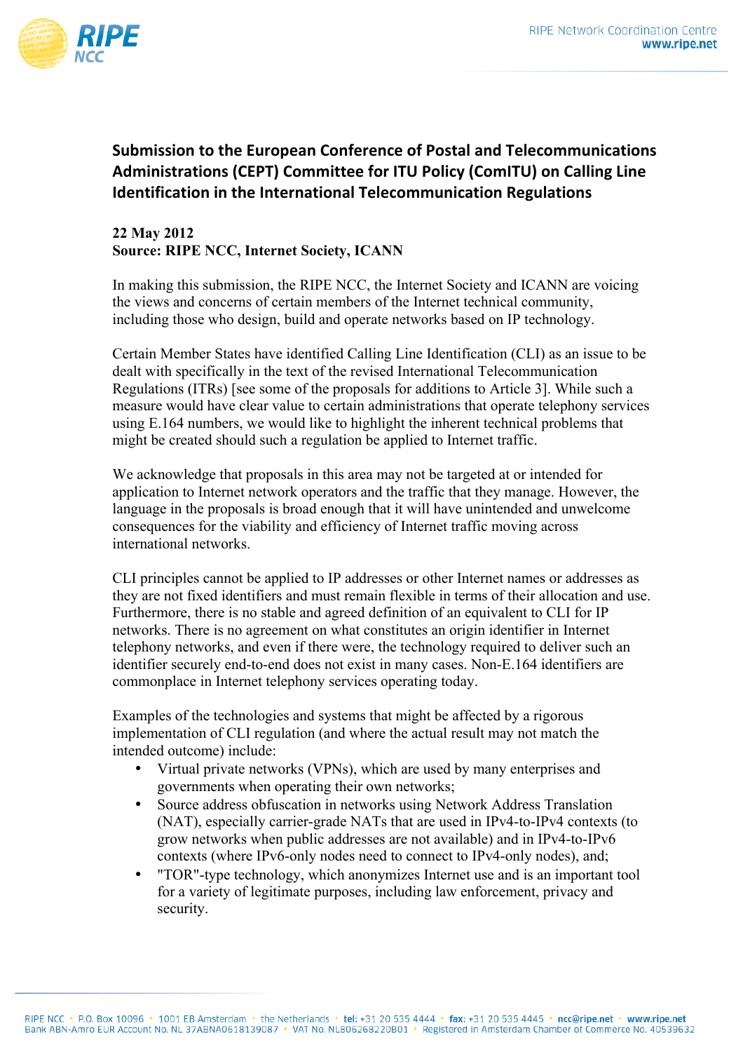# Submission to the European Conference of Postal and Telecommunications Administrations (CEPT) Committee for ITU Policy (ComITU) on Calling Line Identification in the International Telecommunication Regulations

**22 May 2012**
**Source: RIPE NCC, Internet Society, ICANN**

In making this submission, the RIPE NCC, the Internet Society and ICANN are voicing the views and concerns of certain members of the Internet technical community, including those who design, build and operate networks based on IP technology.

Certain Member States have identified Calling Line Identification (CLI) as an issue to be dealt with specifically in the text of the revised International Telecommunication Regulations (ITRs) [see some of the proposals for additions to Article 3]. While such a measure would have clear value to certain administrations that operate telephony services using E.164 numbers, we would like to highlight the inherent technical problems that might be created should such a regulation be applied to Internet traffic.

We acknowledge that proposals in this area may not be targeted at or intended for application to Internet network operators and the traffic that they manage. However, the language in the proposals is broad enough that it will have unintended and unwelcome consequences for the viability and efficiency of Internet traffic moving across international networks.

CLI principles cannot be applied to IP addresses or other Internet names or addresses as they are not fixed identifiers and must remain flexible in terms of their allocation and use. Furthermore, there is no stable and agreed definition of an equivalent to CLI for IP networks. There is no agreement on what constitutes an origin identifier in Internet telephony networks, and even if there were, the technology required to deliver such an identifier securely end-to-end does not exist in many cases. Non-E.164 identifiers are commonplace in Internet telephony services operating today.

Examples of the technologies and systems that might be affected by a rigorous implementation of CLI regulation (and where the actual result may not match the intended outcome) include:

- Virtual private networks (VPNs), which are used by many enterprises and governments when operating their own networks;
- Source address obfuscation in networks using Network Address Translation (NAT), especially carrier-grade NATs that are used in IPv4-to-IPv4 contexts (to grow networks when public addresses are not available) and in IPv4-to-IPv6 contexts (where IPv6-only nodes need to connect to IPv4-only nodes), and;
- "TOR"-type technology, which anonymizes Internet use and is an important tool for a variety of legitimate purposes, including law enforcement, privacy and security.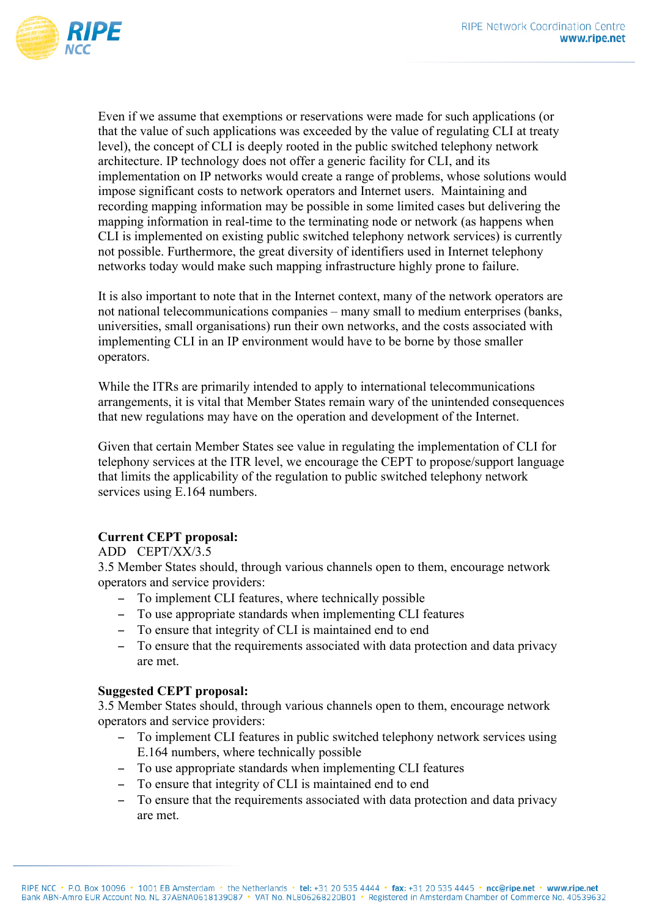Even if we assume that exemptions or reservations were made for such applications (or that the value of such applications was exceeded by the value of regulating CLI at treaty level), the concept of CLI is deeply rooted in the public switched telephony network architecture. IP technology does not offer a generic facility for CLI, and its implementation on IP networks would create a range of problems, whose solutions would impose significant costs to network operators and Internet users. Maintaining and recording mapping information may be possible in some limited cases but delivering the mapping information in real-time to the terminating node or network (as happens when CLI is implemented on existing public switched telephony network services) is currently not possible. Furthermore, the great diversity of identifiers used in Internet telephony networks today would make such mapping infrastructure highly prone to failure.

It is also important to note that in the Internet context, many of the network operators are not national telecommunications companies – many small to medium enterprises (banks, universities, small organisations) run their own networks, and the costs associated with implementing CLI in an IP environment would have to be borne by those smaller operators.

While the ITRs are primarily intended to apply to international telecommunications arrangements, it is vital that Member States remain wary of the unintended consequences that new regulations may have on the operation and development of the Internet.

Given that certain Member States see value in regulating the implementation of CLI for telephony services at the ITR level, we encourage the CEPT to propose/support language that limits the applicability of the regulation to public switched telephony network services using E.164 numbers.

**Current CEPT proposal:**

ADD CEPT/XX/3.5

3.5 Member States should, through various channels open to them, encourage network operators and service providers:

- To implement CLI features, where technically possible
- To use appropriate standards when implementing CLI features
- To ensure that integrity of CLI is maintained end to end
- To ensure that the requirements associated with data protection and data privacy are met.

**Suggested CEPT proposal:**

3.5 Member States should, through various channels open to them, encourage network operators and service providers:

- To implement CLI features in public switched telephony network services using E.164 numbers, where technically possible
- To use appropriate standards when implementing CLI features
- To ensure that integrity of CLI is maintained end to end
- To ensure that the requirements associated with data protection and data privacy are met.